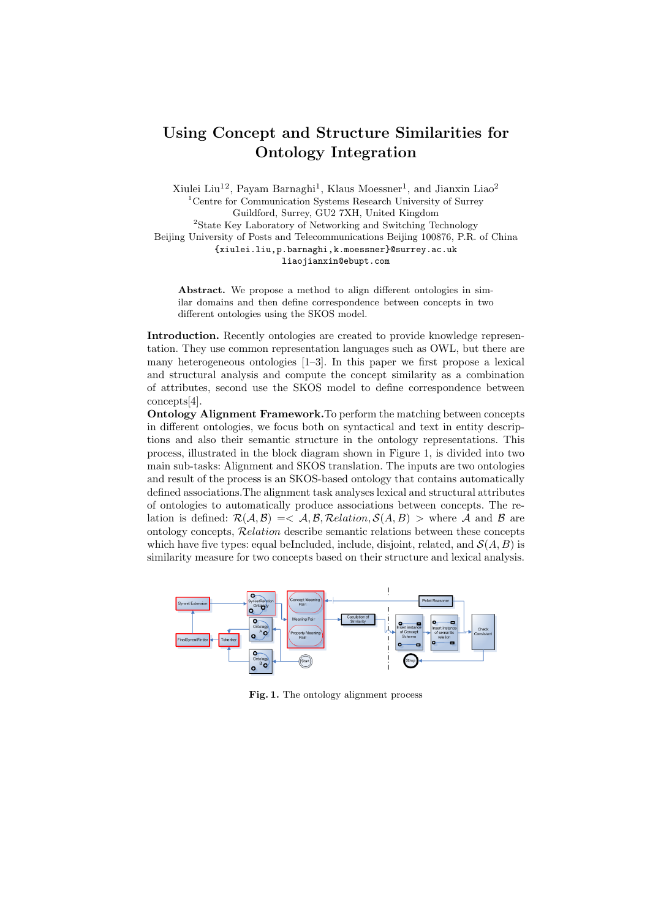# Using Concept and Structure Similarities for Ontology Integration

Xiulei Liu[1,2], Payam Barnaghi[1], Klaus Moessner[1], and Jianxin Liao[2]

[1]Centre for Communication Systems Research University of Surrey
Guildford, Surrey, GU2 7XH, United Kingdom
[2]State Key Laboratory of Networking and Switching Technology
Beijing University of Posts and Telecommunications Beijing 100876, P.R. of China
{xiulei.liu,p.barnaghi,k.moessner}@surrey.ac.uk
liaojianxin@ebupt.com

**Abstract.** We propose a method to align different ontologies in similar domains and then define correspondence between concepts in two different ontologies using the SKOS model.

**Introduction.** Recently ontologies are created to provide knowledge representation. They use common representation languages such as OWL, but there are many heterogeneous ontologies [1–3]. In this paper we first propose a lexical and structural analysis and compute the concept similarity as a combination of attributes, second use the SKOS model to define correspondence between concepts[4].

**Ontology Alignment Framework.**To perform the matching between concepts in different ontologies, we focus both on syntactical and text in entity descriptions and also their semantic structure in the ontology representations. This process, illustrated in the block diagram shown in Figure 1, is divided into two main sub-tasks: Alignment and SKOS translation. The inputs are two ontologies and result of the process is an SKOS-based ontology that contains automatically defined associations.The alignment task analyses lexical and structural attributes of ontologies to automatically produce associations between concepts. The relation is defined: $\mathcal{R}(\mathcal{A},\mathcal{B}) =< \mathcal{A},\mathcal{B},\mathcal{R}elation,\mathcal{S}(A,B) >$ where $\mathcal{A}$ and $\mathcal{B}$ are ontology concepts, $\mathcal{R}elation$ describe semantic relations between these concepts which have five types: equal beIncluded, include, disjoint, related, and $\mathcal{S}(A,B)$ is similarity measure for two concepts based on their structure and lexical analysis.

**Fig. 1.** The ontology alignment process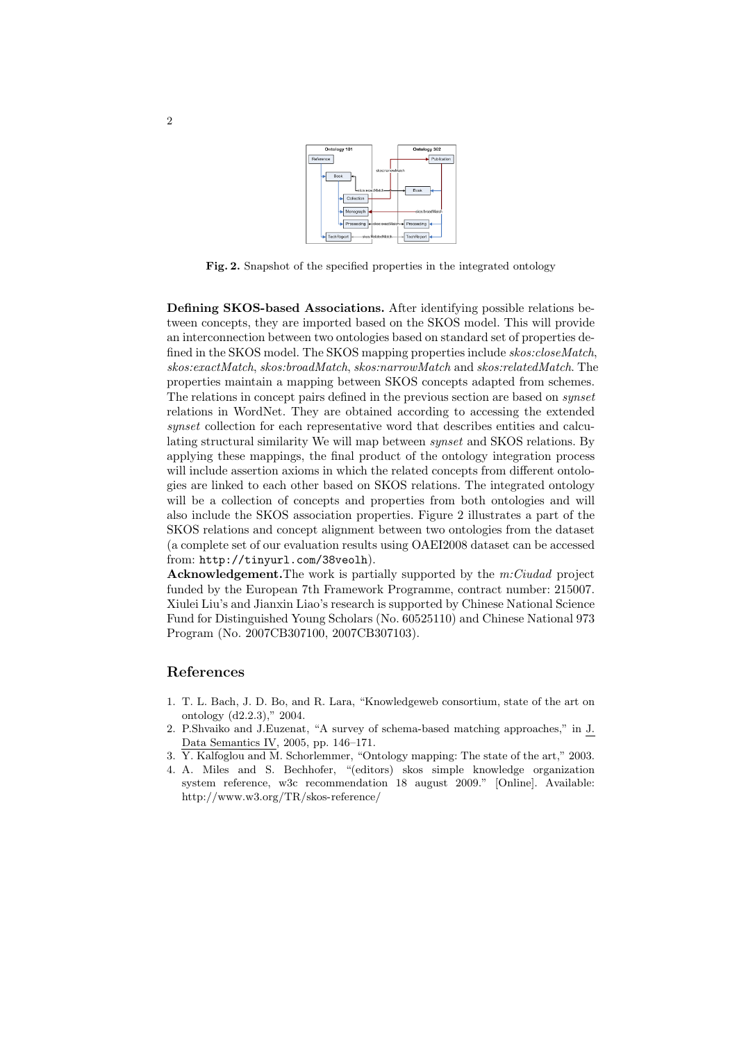Ontology 101

Reference

Book

Collection

Monograph

Proceeding

TechReport

Ontology 302

Publication

Book

Proceeding

TechReport

skos:narrowMatch

skos:exactMatch

skos:broadMatch

skos:exactMatch

skos:RelatedMatch

**Fig. 2.** Snapshot of the specified properties in the integrated ontology

**Defining SKOS-based Associations.** After identifying possible relations between concepts, they are imported based on the SKOS model. This will provide an interconnection between two ontologies based on standard set of properties defined in the SKOS model. The SKOS mapping properties include *skos:closeMatch*, *skos:exactMatch*, *skos:broadMatch*, *skos:narrowMatch* and *skos:relatedMatch*. The properties maintain a mapping between SKOS concepts adapted from schemes. The relations in concept pairs defined in the previous section are based on *synset* relations in WordNet. They are obtained according to accessing the extended *synset* collection for each representative word that describes entities and calculating structural similarity We will map between *synset* and SKOS relations. By applying these mappings, the final product of the ontology integration process will include assertion axioms in which the related concepts from different ontologies are linked to each other based on SKOS relations. The integrated ontology will be a collection of concepts and properties from both ontologies and will also include the SKOS association properties. Figure 2 illustrates a part of the SKOS relations and concept alignment between two ontologies from the dataset (a complete set of our evaluation results using OAEI2008 dataset can be accessed from: `http://tinyurl.com/38veolh`).

**Acknowledgement.**The work is partially supported by the *m:Ciudad* project funded by the European 7th Framework Programme, contract number: 215007. Xiulei Liu's and Jianxin Liao's research is supported by Chinese National Science Fund for Distinguished Young Scholars (No. 60525110) and Chinese National 973 Program (No. 2007CB307100, 2007CB307103).

## References

1. T. L. Bach, J. D. Bo, and R. Lara, "Knowledgeweb consortium, state of the art on ontology (d2.2.3)," 2004.
2. P.Shvaiko and J.Euzenat, "A survey of schema-based matching approaches," in J. Data Semantics IV, 2005, pp. 146–171.
3. Y. Kalfoglou and M. Schorlemmer, "Ontology mapping: The state of the art," 2003.
4. A. Miles and S. Bechhofer, "(editors) skos simple knowledge organization system reference, w3c recommendation 18 august 2009." [Online]. Available: http://www.w3.org/TR/skos-reference/